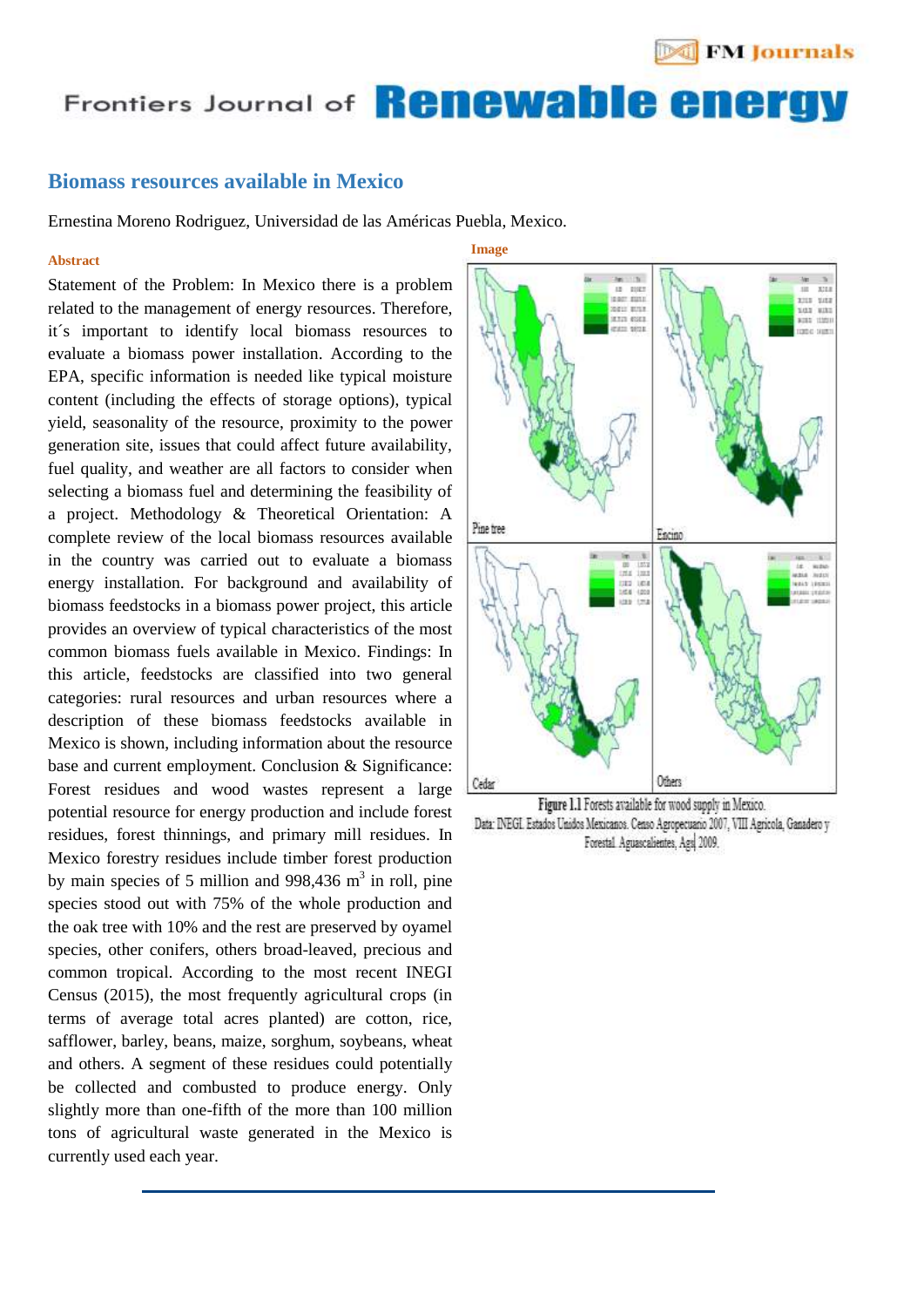# Biomass resources available in Mexico

Ernestina Moreno Rodriguez, Universidad de las Américas Puebla, Mexico.

### Abstract

Statement of the Problem: In Mexico there is a problem related to the management of energy resources. Therefore, it´s important to identify local biomass resources to evaluate a biomass power installation. According to the EPA, specific information is needed like typical moisture content (including the effects of storage options), typical yield, seasonality of the resource, proximity to the power generation site, issues that could affect future availability, fuel quality, and weather are all factors to consider when selecting a biomass fuel and determining the feasibility of a project. Methodology & Theoretical Orientation: A complete review of the local biomass resources available in the country was carried out to evaluate a biomass energy installation. For background and availability of biomass feedstocks in a biomass power project, this article provides an overview of typical characteristics of the most common biomass fuels available in Mexico. Findings: In this article, feedstocks are classified into two general categories: rural resources and urban resources where a description of these biomass feedstocks available in Mexico is shown, including information about the resource base and current employment. Conclusion & Significance: Forest residues and wood wastes represent a large potential resource for energy production and include forest residues, forest thinnings, and primary mill residues. In Mexico forestry residues include timber forest production by main species of 5 million and 998,436 $m^3$ in roll, pine species stood out with 75% of the whole production and the oak tree with 10% and the rest are preserved by oyamel species, other conifers, others broad-leaved, precious and common tropical. According to the most recent INEGI Census (2015), the most frequently agricultural crops (in terms of average total acres planted) are cotton, rice, safflower, barley, beans, maize, sorghum, soybeans, wheat and others. A segment of these residues could potentially be collected and combusted to produce energy. Only slightly more than one-fifth of the more than 100 million tons of agricultural waste generated in the Mexico is currently used each year.

### Image

Pine tree | Encino | Cedar | Others

**Figure 1.1** Forests available for wood supply in Mexico.
Data: INEGI. Estados Unidos Mexicanos. Censo Agropecuario 2007, VIII Agrícola, Ganadero y Forestal. Aguascalientes, Ags. 2009.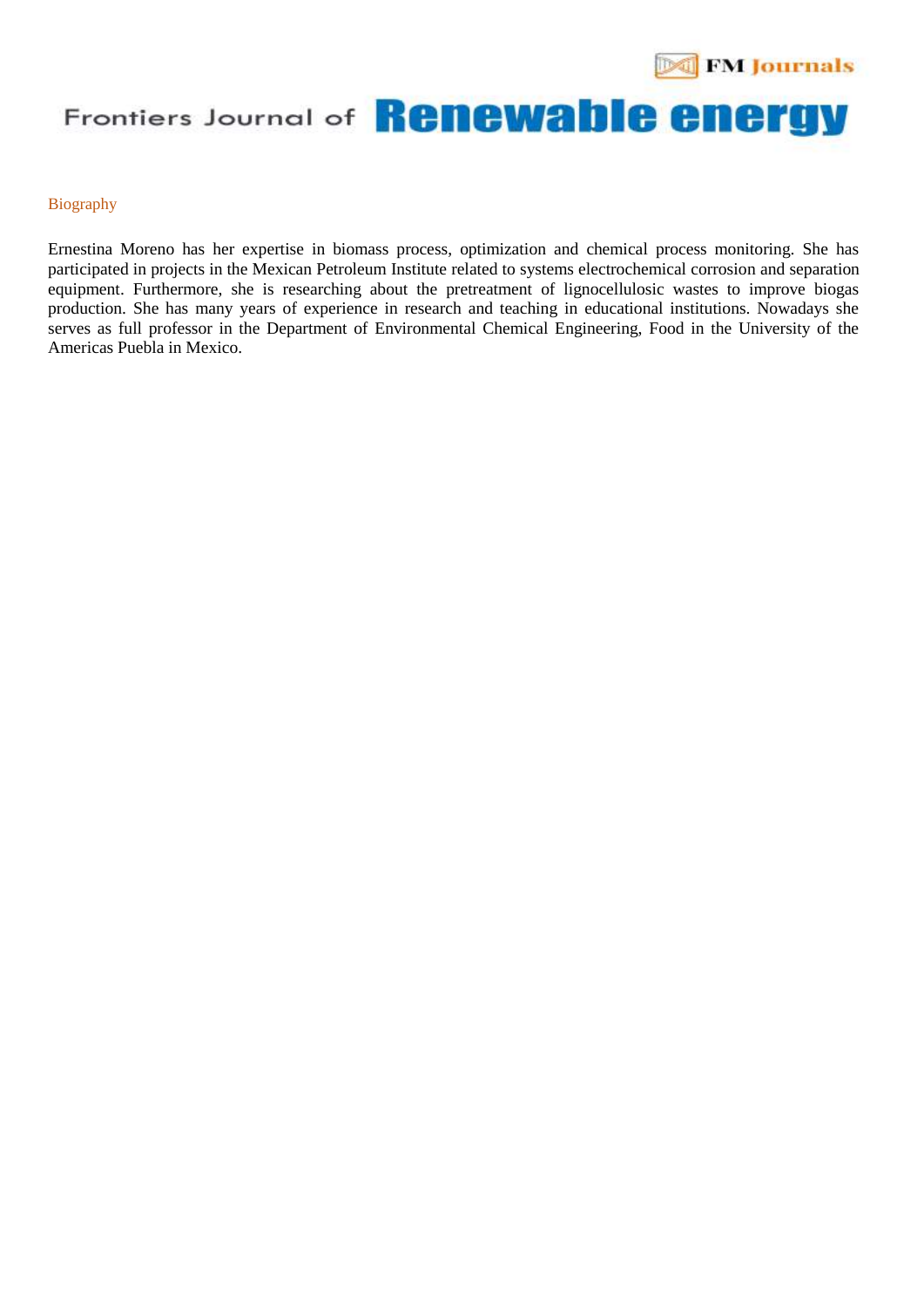## Biography

Ernestina Moreno has her expertise in biomass process, optimization and chemical process monitoring. She has participated in projects in the Mexican Petroleum Institute related to systems electrochemical corrosion and separation equipment. Furthermore, she is researching about the pretreatment of lignocellulosic wastes to improve biogas production. She has many years of experience in research and teaching in educational institutions. Nowadays she serves as full professor in the Department of Environmental Chemical Engineering, Food in the University of the Americas Puebla in Mexico.